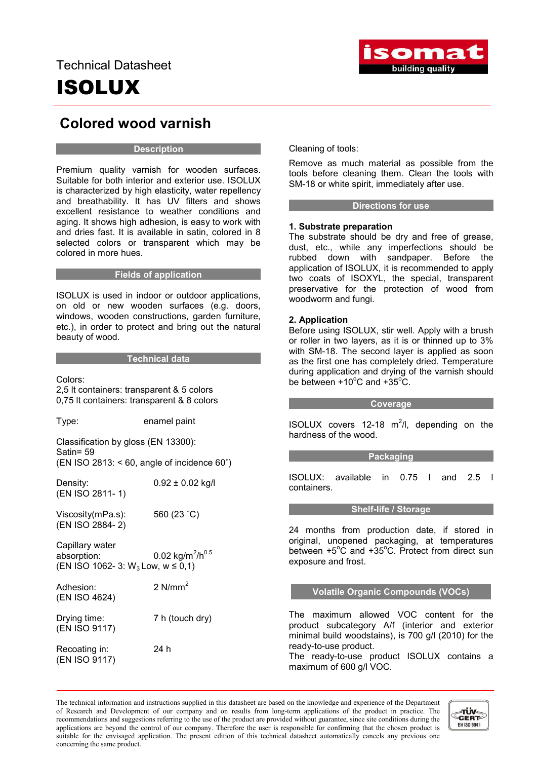Technical Datasheet

# ISOLUX

## Colored wood varnish

### Description

Premium quality varnish for wooden surfaces. Suitable for both interior and exterior use. ISOLUX is characterized by high elasticity, water repellency and breathability. It has UV filters and shows excellent resistance to weather conditions and aging. It shows high adhesion, is easy to work with and dries fast. It is available in satin, colored in 8 selected colors or transparent which may be colored in more hues.

### Fields of application

ISOLUX is used in indoor or outdoor applications, on old or new wooden surfaces (e.g. doors, windows, wooden constructions, garden furniture, etc.), in order to protect and bring out the natural beauty of wood.

### Technical data

Colors:
2,5 lt containers: transparent & 5 colors
0,75 lt containers: transparent & 8 colors

Type: enamel paint

Classification by gloss (EN 13300):
Satin= 59
(EN ISO 2813: < 60, angle of incidence 60˚)

Density: 0.92 ± 0.02 kg/l
(EN ISO 2811- 1)

Viscosity(mPa.s): 560 (23 ˚C)
(EN ISO 2884- 2)

Capillary water absorption: 0.02 $kg/m^2/h^{0.5}$
(EN ISO 1062- 3: $W_3$ Low, w ≤ 0,1)

Adhesion: 2 $N/mm^2$
(EN ISO 4624)

Drying time: 7 h (touch dry)
(EN ISO 9117)

Recoating in: 24 h
(EN ISO 9117)

Cleaning of tools:

Remove as much material as possible from the tools before cleaning them. Clean the tools with SM-18 or white spirit, immediately after use.

### Directions for use

**1. Substrate preparation**
The substrate should be dry and free of grease, dust, etc., while any imperfections should be rubbed down with sandpaper. Before the application of ISOLUX, it is recommended to apply two coats of ISOXYL, the special, transparent preservative for the protection of wood from woodworm and fungi.

**2. Application**
Before using ISOLUX, stir well. Apply with a brush or roller in two layers, as it is or thinned up to 3% with SM-18. The second layer is applied as soon as the first one has completely dried. Temperature during application and drying of the varnish should be between +10$^o$C and +35$^o$C.

### Coverage

ISOLUX covers 12-18 $m^2$/l, depending on the hardness of the wood.

### Packaging

ISOLUX: available in 0.75 l and 2.5 l containers.

### Shelf-life / Storage

24 months from production date, if stored in original, unopened packaging, at temperatures between +5$^o$C and +35$^o$C. Protect from direct sun exposure and frost.

### Volatile Organic Compounds (VOCs)

The maximum allowed VOC content for the product subcategory A/f (interior and exterior minimal build woodstains), is 700 g/l (2010) for the ready-to-use product.
The ready-to-use product ISOLUX contains a maximum of 600 g/l VOC.

The technical information and instructions supplied in this datasheet are based on the knowledge and experience of the Department of Research and Development of our company and on results from long-term applications of the product in practice. The recommendations and suggestions referring to the use of the product are provided without guarantee, since site conditions during the applications are beyond the control of our company. Therefore the user is responsible for confirming that the chosen product is suitable for the envisaged application. The present edition of this technical datasheet automatically cancels any previous one concerning the same product.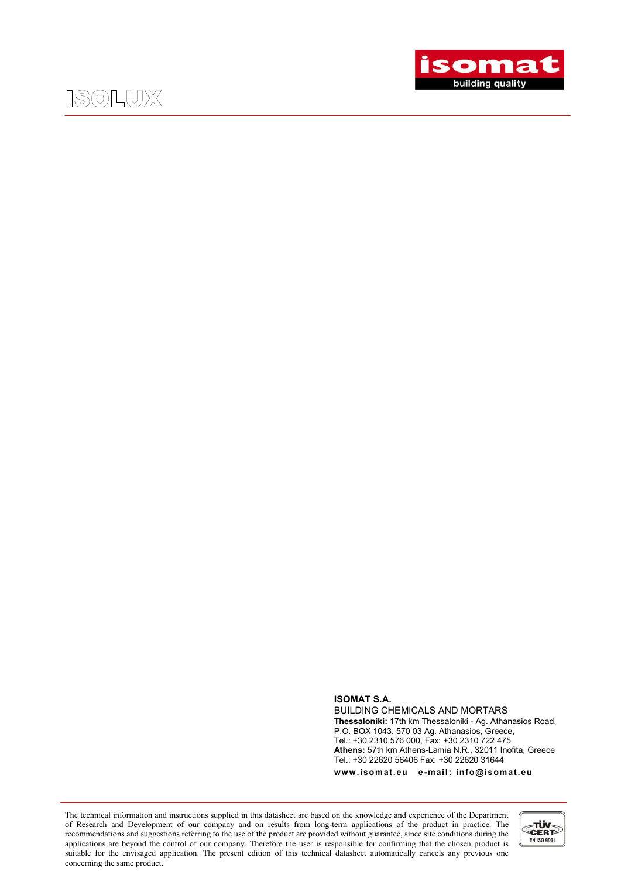**ISOMAT S.A.**
BUILDING CHEMICALS AND MORTARS
**Thessaloniki:** 17th km Thessaloniki - Ag. Athanasios Road,
P.O. BOX 1043, 570 03 Ag. Athanasios, Greece,
Tel.: +30 2310 576 000, Fax: +30 2310 722 475
**Athens:** 57th km Athens-Lamia N.R., 32011 Inofita, Greece
Tel.: +30 22620 56406 Fax: +30 22620 31644
**www.isomat.eu e-mail: info@isomat.eu**

The technical information and instructions supplied in this datasheet are based on the knowledge and experience of the Department of Research and Development of our company and on results from long-term applications of the product in practice. The recommendations and suggestions referring to the use of the product are provided without guarantee, since site conditions during the applications are beyond the control of our company. Therefore the user is responsible for confirming that the chosen product is suitable for the envisaged application. The present edition of this technical datasheet automatically cancels any previous one concerning the same product.